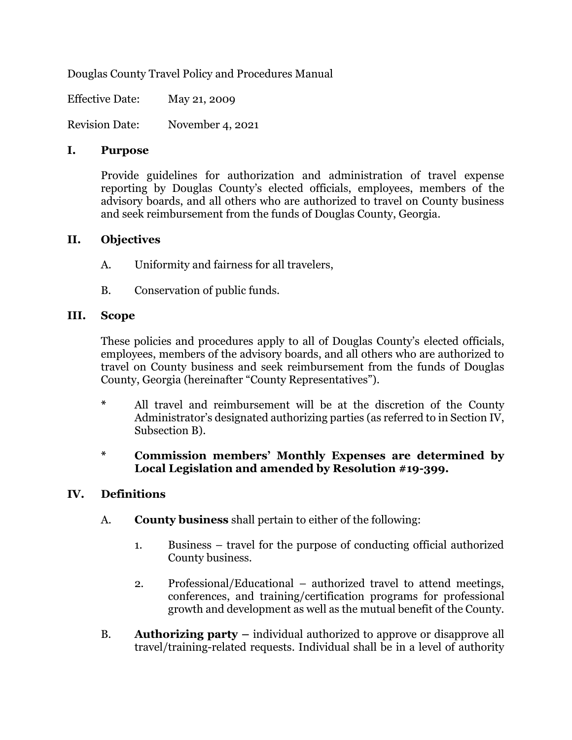Douglas County Travel Policy and Procedures Manual

Effective Date: May 21, 2009

Revision Date: November 4, 2021

## I. Purpose

Provide guidelines for authorization and administration of travel expense reporting by Douglas County's elected officials, employees, members of the advisory boards, and all others who are authorized to travel on County business and seek reimbursement from the funds of Douglas County, Georgia.

## II. Objectives

A. Uniformity and fairness for all travelers,

B. Conservation of public funds.

## III. Scope

These policies and procedures apply to all of Douglas County's elected officials, employees, members of the advisory boards, and all others who are authorized to travel on County business and seek reimbursement from the funds of Douglas County, Georgia (hereinafter "County Representatives").

* All travel and reimbursement will be at the discretion of the County Administrator's designated authorizing parties (as referred to in Section IV, Subsection B).

* **Commission members' Monthly Expenses are determined by Local Legislation and amended by Resolution #19-399.**

## IV. Definitions

A. **County business** shall pertain to either of the following:

1. Business – travel for the purpose of conducting official authorized County business.

2. Professional/Educational – authorized travel to attend meetings, conferences, and training/certification programs for professional growth and development as well as the mutual benefit of the County.

B. **Authorizing party –** individual authorized to approve or disapprove all travel/training-related requests. Individual shall be in a level of authority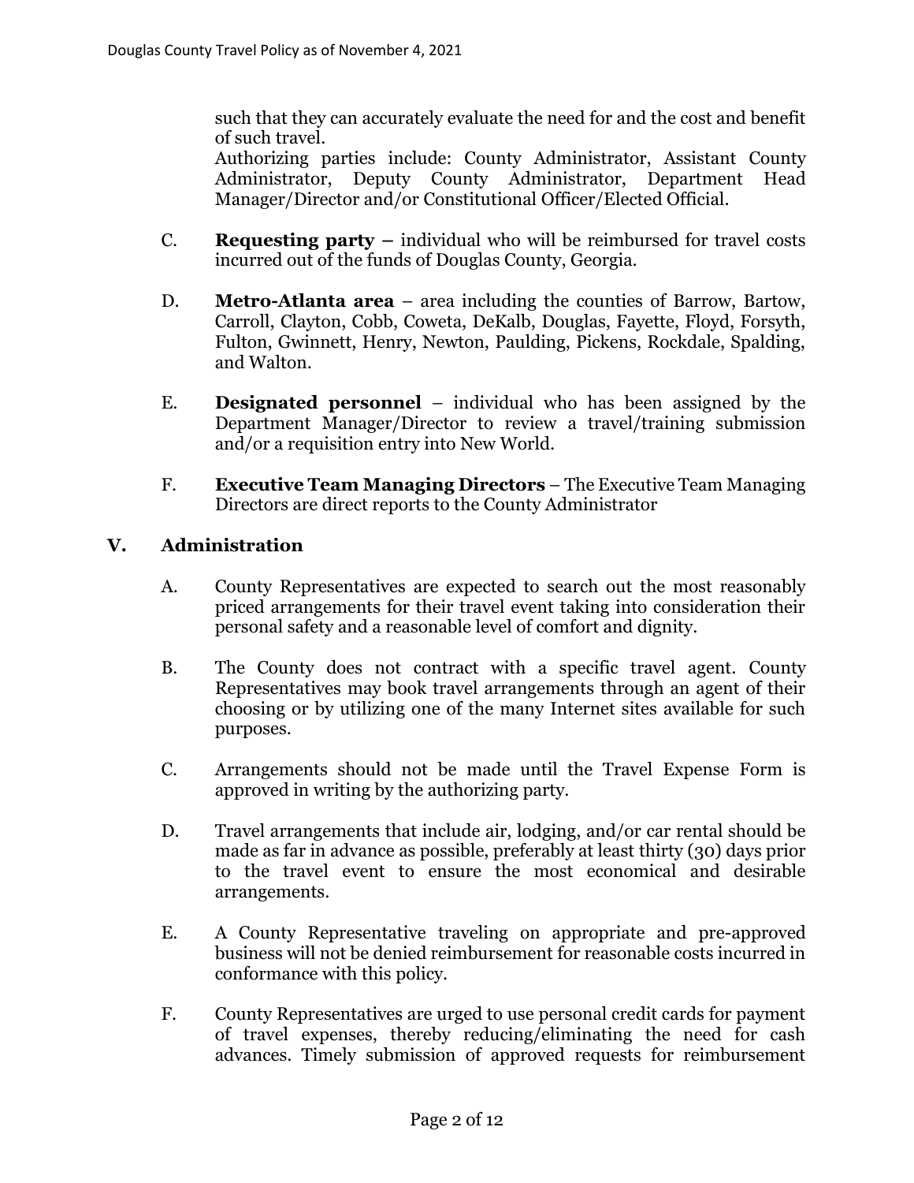such that they can accurately evaluate the need for and the cost and benefit of such travel.

Authorizing parties include: County Administrator, Assistant County Administrator, Deputy County Administrator, Department Head Manager/Director and/or Constitutional Officer/Elected Official.

C. **Requesting party –** individual who will be reimbursed for travel costs incurred out of the funds of Douglas County, Georgia.

D. **Metro-Atlanta area** – area including the counties of Barrow, Bartow, Carroll, Clayton, Cobb, Coweta, DeKalb, Douglas, Fayette, Floyd, Forsyth, Fulton, Gwinnett, Henry, Newton, Paulding, Pickens, Rockdale, Spalding, and Walton.

E. **Designated personnel** – individual who has been assigned by the Department Manager/Director to review a travel/training submission and/or a requisition entry into New World.

F. **Executive Team Managing Directors** – The Executive Team Managing Directors are direct reports to the County Administrator

## V. Administration

A. County Representatives are expected to search out the most reasonably priced arrangements for their travel event taking into consideration their personal safety and a reasonable level of comfort and dignity.

B. The County does not contract with a specific travel agent. County Representatives may book travel arrangements through an agent of their choosing or by utilizing one of the many Internet sites available for such purposes.

C. Arrangements should not be made until the Travel Expense Form is approved in writing by the authorizing party.

D. Travel arrangements that include air, lodging, and/or car rental should be made as far in advance as possible, preferably at least thirty (30) days prior to the travel event to ensure the most economical and desirable arrangements.

E. A County Representative traveling on appropriate and pre-approved business will not be denied reimbursement for reasonable costs incurred in conformance with this policy.

F. County Representatives are urged to use personal credit cards for payment of travel expenses, thereby reducing/eliminating the need for cash advances. Timely submission of approved requests for reimbursement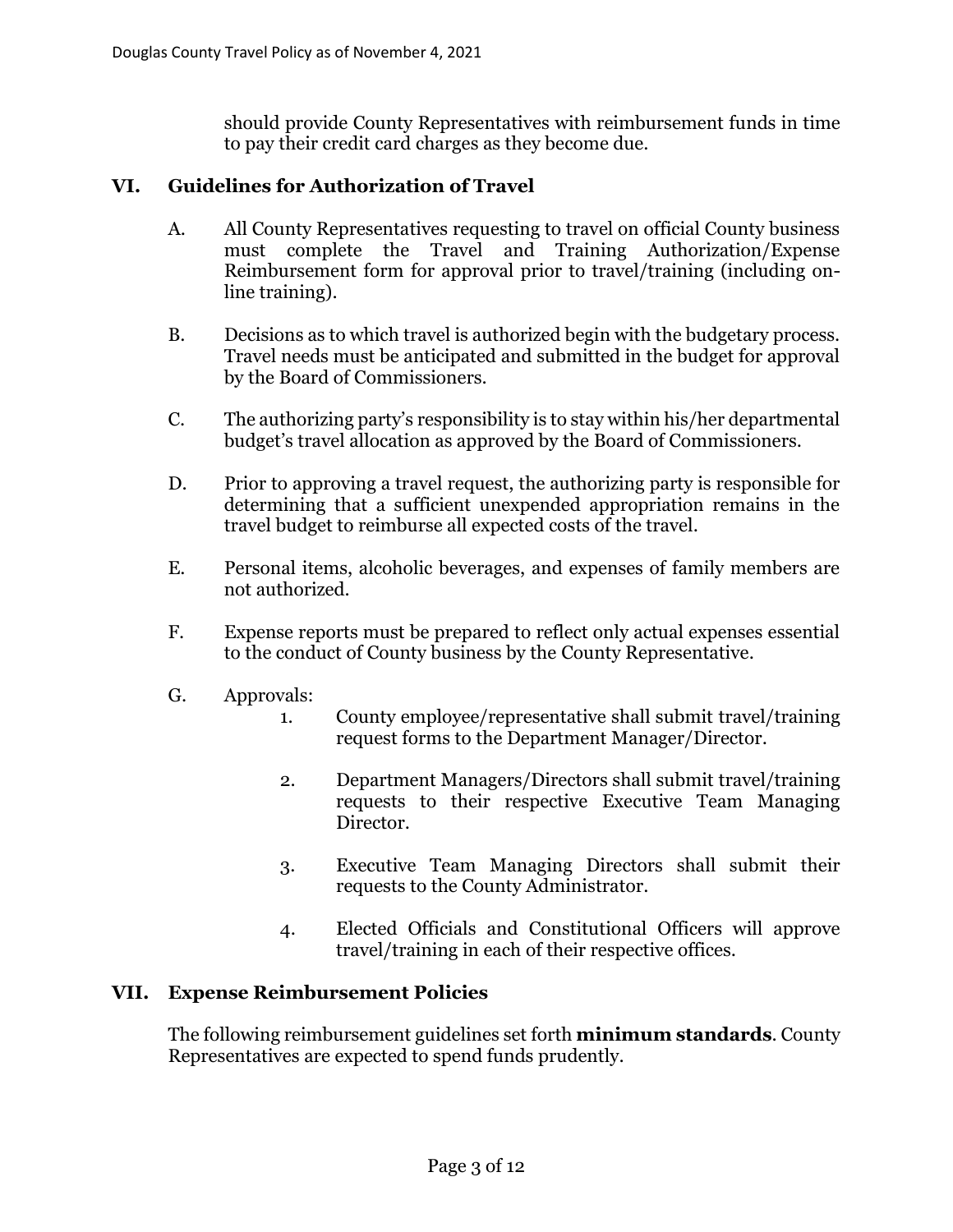should provide County Representatives with reimbursement funds in time to pay their credit card charges as they become due.

## VI. Guidelines for Authorization of Travel

A. All County Representatives requesting to travel on official County business must complete the Travel and Training Authorization/Expense Reimbursement form for approval prior to travel/training (including on-line training).

B. Decisions as to which travel is authorized begin with the budgetary process. Travel needs must be anticipated and submitted in the budget for approval by the Board of Commissioners.

C. The authorizing party's responsibility is to stay within his/her departmental budget's travel allocation as approved by the Board of Commissioners.

D. Prior to approving a travel request, the authorizing party is responsible for determining that a sufficient unexpended appropriation remains in the travel budget to reimburse all expected costs of the travel.

E. Personal items, alcoholic beverages, and expenses of family members are not authorized.

F. Expense reports must be prepared to reflect only actual expenses essential to the conduct of County business by the County Representative.

G. Approvals:

1. County employee/representative shall submit travel/training request forms to the Department Manager/Director.

2. Department Managers/Directors shall submit travel/training requests to their respective Executive Team Managing Director.

3. Executive Team Managing Directors shall submit their requests to the County Administrator.

4. Elected Officials and Constitutional Officers will approve travel/training in each of their respective offices.

## VII. Expense Reimbursement Policies

The following reimbursement guidelines set forth **minimum standards**. County Representatives are expected to spend funds prudently.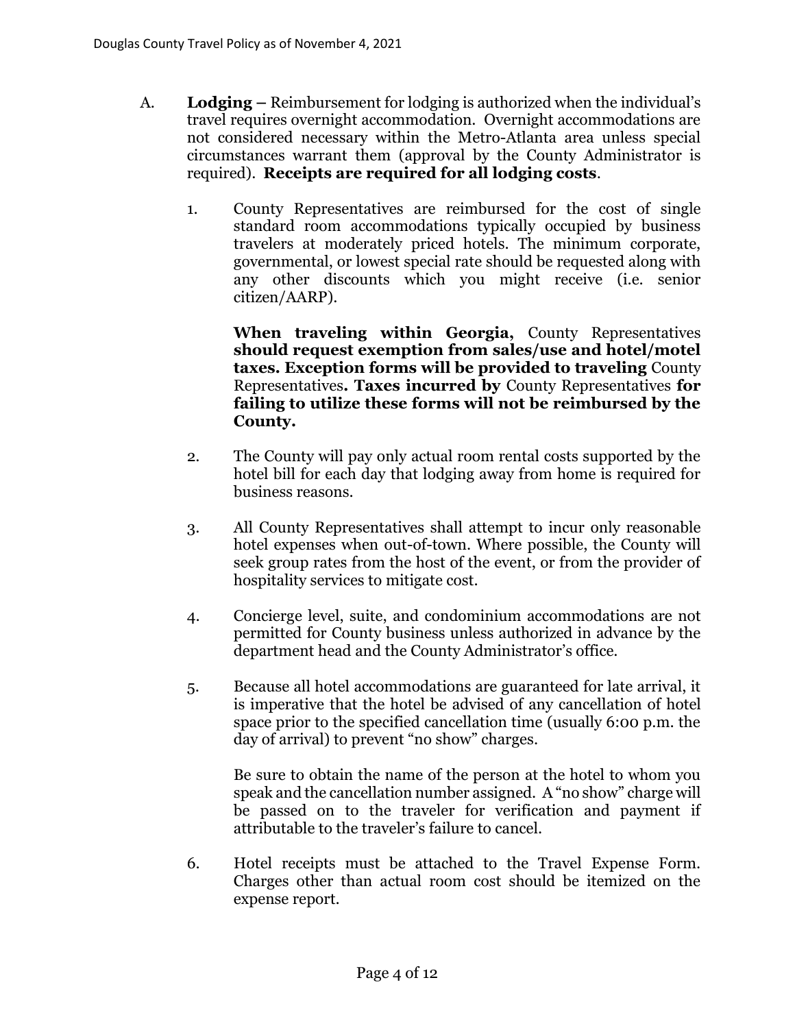A. **Lodging –** Reimbursement for lodging is authorized when the individual's travel requires overnight accommodation. Overnight accommodations are not considered necessary within the Metro-Atlanta area unless special circumstances warrant them (approval by the County Administrator is required). **Receipts are required for all lodging costs**.

1. County Representatives are reimbursed for the cost of single standard room accommodations typically occupied by business travelers at moderately priced hotels. The minimum corporate, governmental, or lowest special rate should be requested along with any other discounts which you might receive (i.e. senior citizen/AARP).

   **When traveling within Georgia,** County Representatives **should request exemption from sales/use and hotel/motel taxes. Exception forms will be provided to traveling** County Representatives**. Taxes incurred by** County Representatives **for failing to utilize these forms will not be reimbursed by the County.**

2. The County will pay only actual room rental costs supported by the hotel bill for each day that lodging away from home is required for business reasons.

3. All County Representatives shall attempt to incur only reasonable hotel expenses when out-of-town. Where possible, the County will seek group rates from the host of the event, or from the provider of hospitality services to mitigate cost.

4. Concierge level, suite, and condominium accommodations are not permitted for County business unless authorized in advance by the department head and the County Administrator's office.

5. Because all hotel accommodations are guaranteed for late arrival, it is imperative that the hotel be advised of any cancellation of hotel space prior to the specified cancellation time (usually 6:00 p.m. the day of arrival) to prevent "no show" charges.

   Be sure to obtain the name of the person at the hotel to whom you speak and the cancellation number assigned. A "no show" charge will be passed on to the traveler for verification and payment if attributable to the traveler's failure to cancel.

6. Hotel receipts must be attached to the Travel Expense Form. Charges other than actual room cost should be itemized on the expense report.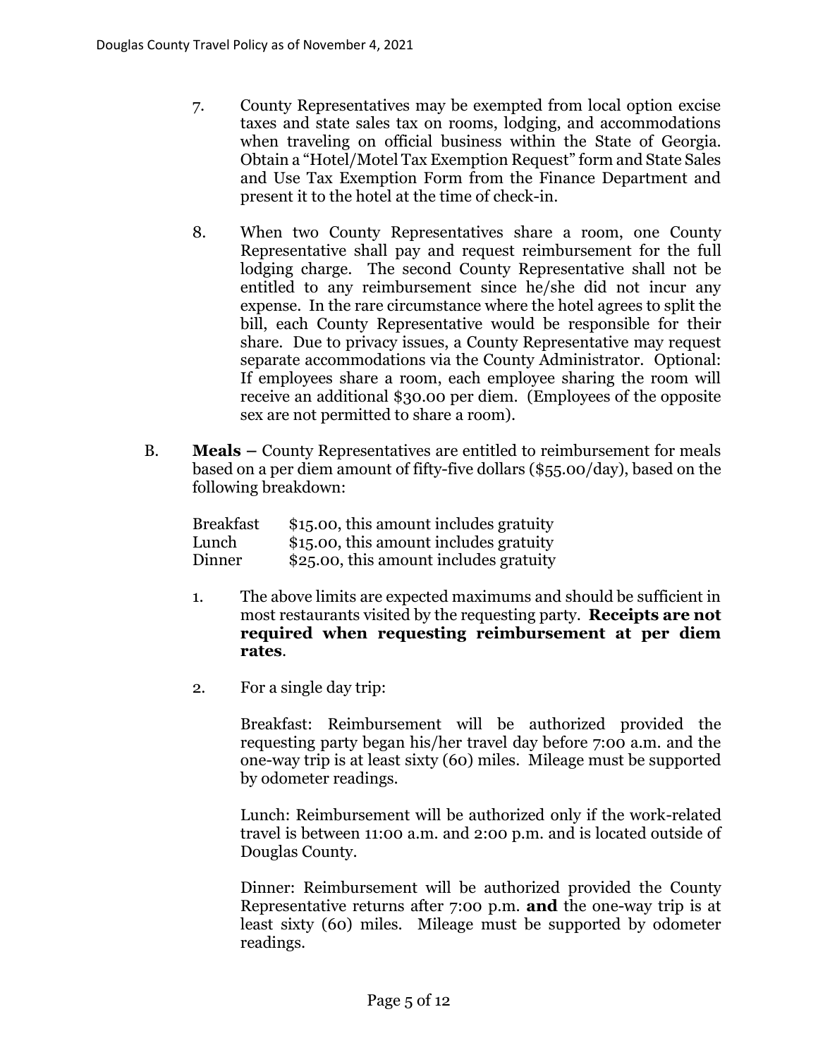7. County Representatives may be exempted from local option excise taxes and state sales tax on rooms, lodging, and accommodations when traveling on official business within the State of Georgia. Obtain a "Hotel/Motel Tax Exemption Request" form and State Sales and Use Tax Exemption Form from the Finance Department and present it to the hotel at the time of check-in.

8. When two County Representatives share a room, one County Representative shall pay and request reimbursement for the full lodging charge. The second County Representative shall not be entitled to any reimbursement since he/she did not incur any expense. In the rare circumstance where the hotel agrees to split the bill, each County Representative would be responsible for their share. Due to privacy issues, a County Representative may request separate accommodations via the County Administrator. Optional: If employees share a room, each employee sharing the room will receive an additional $30.00 per diem. (Employees of the opposite sex are not permitted to share a room).

B. **Meals –** County Representatives are entitled to reimbursement for meals based on a per diem amount of fifty-five dollars ($55.00/day), based on the following breakdown:

| | |
|---|---|
| Breakfast | $15.00, this amount includes gratuity |
| Lunch | $15.00, this amount includes gratuity |
| Dinner | $25.00, this amount includes gratuity |

1. The above limits are expected maximums and should be sufficient in most restaurants visited by the requesting party. **Receipts are not required when requesting reimbursement at per diem rates**.

2. For a single day trip:

   Breakfast: Reimbursement will be authorized provided the requesting party began his/her travel day before 7:00 a.m. and the one-way trip is at least sixty (60) miles. Mileage must be supported by odometer readings.

   Lunch: Reimbursement will be authorized only if the work-related travel is between 11:00 a.m. and 2:00 p.m. and is located outside of Douglas County.

   Dinner: Reimbursement will be authorized provided the County Representative returns after 7:00 p.m. **and** the one-way trip is at least sixty (60) miles. Mileage must be supported by odometer readings.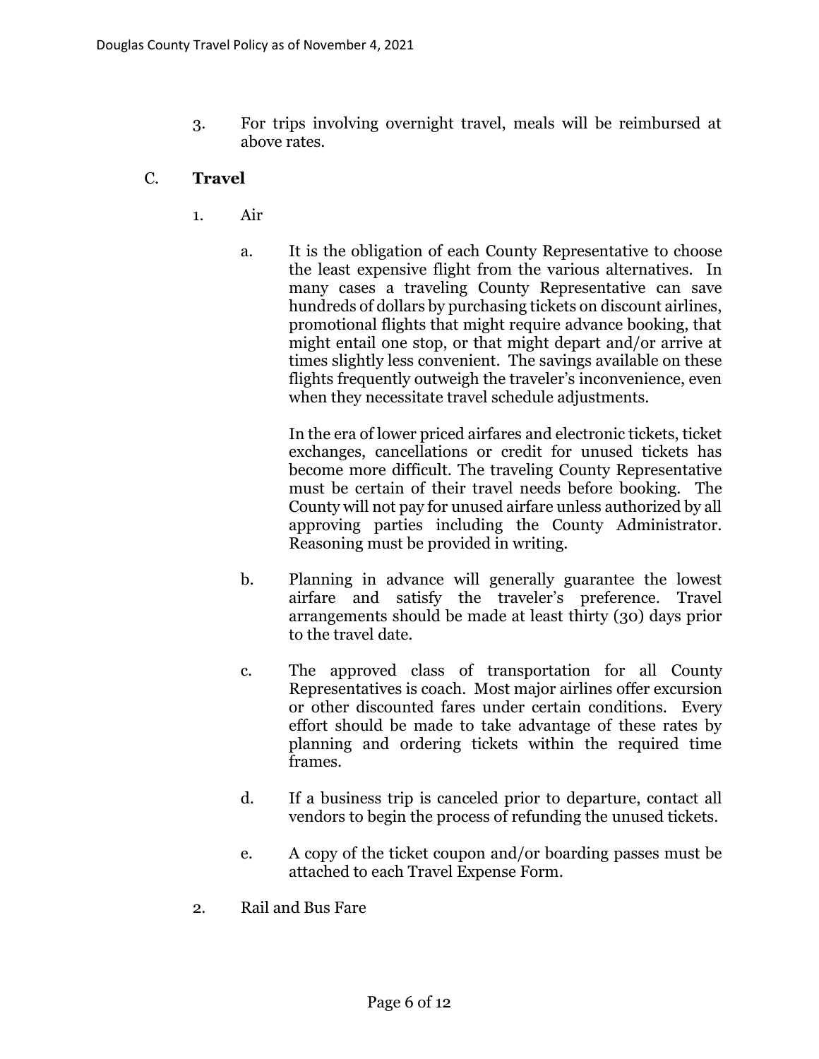3. For trips involving overnight travel, meals will be reimbursed at above rates.

## C. **Travel**

1. Air

   a. It is the obligation of each County Representative to choose the least expensive flight from the various alternatives. In many cases a traveling County Representative can save hundreds of dollars by purchasing tickets on discount airlines, promotional flights that might require advance booking, that might entail one stop, or that might depart and/or arrive at times slightly less convenient. The savings available on these flights frequently outweigh the traveler's inconvenience, even when they necessitate travel schedule adjustments.

      In the era of lower priced airfares and electronic tickets, ticket exchanges, cancellations or credit for unused tickets has become more difficult. The traveling County Representative must be certain of their travel needs before booking. The County will not pay for unused airfare unless authorized by all approving parties including the County Administrator. Reasoning must be provided in writing.

   b. Planning in advance will generally guarantee the lowest airfare and satisfy the traveler's preference. Travel arrangements should be made at least thirty (30) days prior to the travel date.

   c. The approved class of transportation for all County Representatives is coach. Most major airlines offer excursion or other discounted fares under certain conditions. Every effort should be made to take advantage of these rates by planning and ordering tickets within the required time frames.

   d. If a business trip is canceled prior to departure, contact all vendors to begin the process of refunding the unused tickets.

   e. A copy of the ticket coupon and/or boarding passes must be attached to each Travel Expense Form.

2. Rail and Bus Fare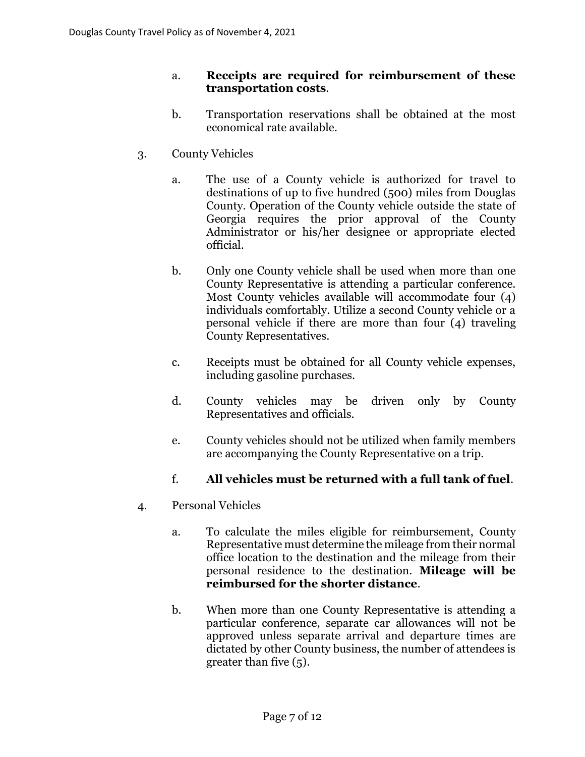a. **Receipts are required for reimbursement of these transportation costs**.

b. Transportation reservations shall be obtained at the most economical rate available.

3. County Vehicles

   a. The use of a County vehicle is authorized for travel to destinations of up to five hundred (500) miles from Douglas County. Operation of the County vehicle outside the state of Georgia requires the prior approval of the County Administrator or his/her designee or appropriate elected official.

   b. Only one County vehicle shall be used when more than one County Representative is attending a particular conference. Most County vehicles available will accommodate four (4) individuals comfortably. Utilize a second County vehicle or a personal vehicle if there are more than four (4) traveling County Representatives.

   c. Receipts must be obtained for all County vehicle expenses, including gasoline purchases.

   d. County vehicles may be driven only by County Representatives and officials.

   e. County vehicles should not be utilized when family members are accompanying the County Representative on a trip.

   f. **All vehicles must be returned with a full tank of fuel**.

4. Personal Vehicles

   a. To calculate the miles eligible for reimbursement, County Representative must determine the mileage from their normal office location to the destination and the mileage from their personal residence to the destination. **Mileage will be reimbursed for the shorter distance**.

   b. When more than one County Representative is attending a particular conference, separate car allowances will not be approved unless separate arrival and departure times are dictated by other County business, the number of attendees is greater than five (5).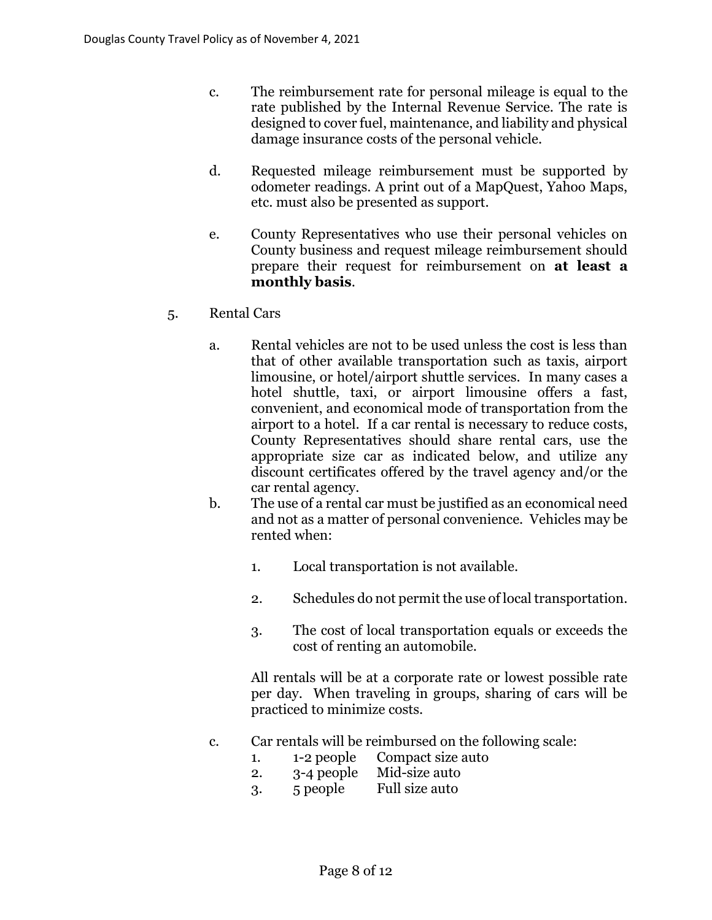c. The reimbursement rate for personal mileage is equal to the rate published by the Internal Revenue Service. The rate is designed to cover fuel, maintenance, and liability and physical damage insurance costs of the personal vehicle.

d. Requested mileage reimbursement must be supported by odometer readings. A print out of a MapQuest, Yahoo Maps, etc. must also be presented as support.

e. County Representatives who use their personal vehicles on County business and request mileage reimbursement should prepare their request for reimbursement on **at least a monthly basis**.

5. Rental Cars

   a. Rental vehicles are not to be used unless the cost is less than that of other available transportation such as taxis, airport limousine, or hotel/airport shuttle services. In many cases a hotel shuttle, taxi, or airport limousine offers a fast, convenient, and economical mode of transportation from the airport to a hotel. If a car rental is necessary to reduce costs, County Representatives should share rental cars, use the appropriate size car as indicated below, and utilize any discount certificates offered by the travel agency and/or the car rental agency.

   b. The use of a rental car must be justified as an economical need and not as a matter of personal convenience. Vehicles may be rented when:

      1. Local transportation is not available.

      2. Schedules do not permit the use of local transportation.

      3. The cost of local transportation equals or exceeds the cost of renting an automobile.

      All rentals will be at a corporate rate or lowest possible rate per day. When traveling in groups, sharing of cars will be practiced to minimize costs.

   c. Car rentals will be reimbursed on the following scale:
      1. 1-2 people Compact size auto
      2. 3-4 people Mid-size auto
      3. 5 people Full size auto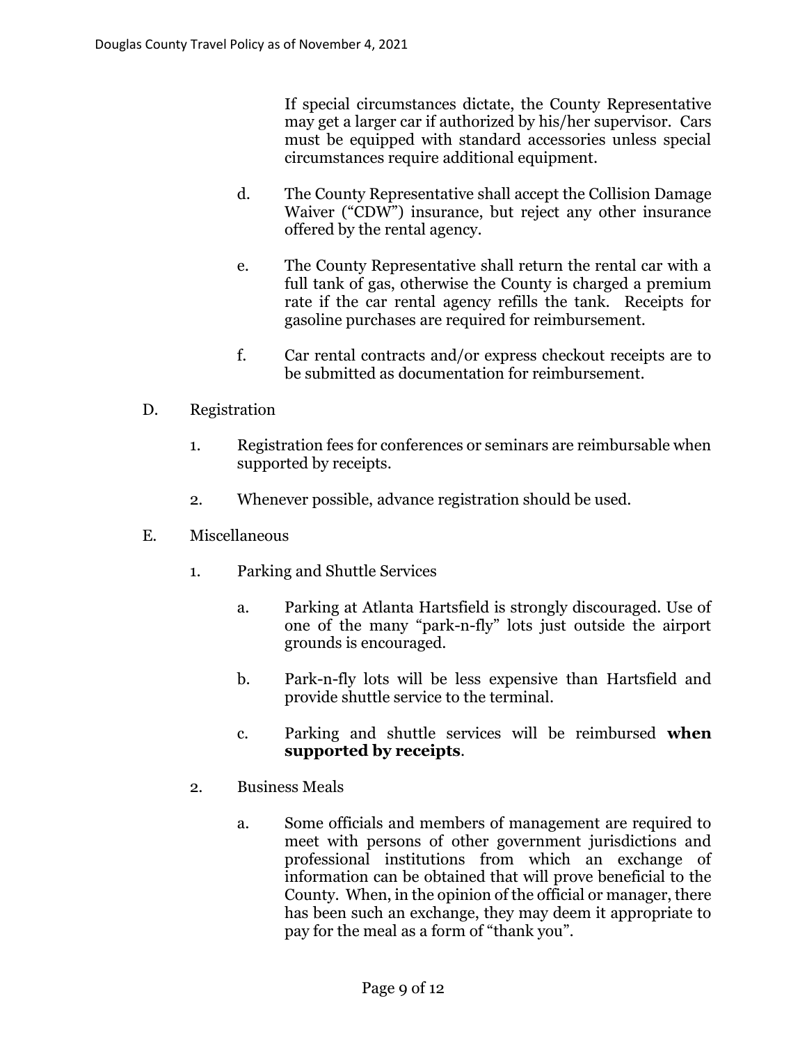If special circumstances dictate, the County Representative may get a larger car if authorized by his/her supervisor. Cars must be equipped with standard accessories unless special circumstances require additional equipment.

d. The County Representative shall accept the Collision Damage Waiver ("CDW") insurance, but reject any other insurance offered by the rental agency.

e. The County Representative shall return the rental car with a full tank of gas, otherwise the County is charged a premium rate if the car rental agency refills the tank. Receipts for gasoline purchases are required for reimbursement.

f. Car rental contracts and/or express checkout receipts are to be submitted as documentation for reimbursement.

D. Registration

1. Registration fees for conferences or seminars are reimbursable when supported by receipts.

2. Whenever possible, advance registration should be used.

E. Miscellaneous

1. Parking and Shuttle Services

a. Parking at Atlanta Hartsfield is strongly discouraged. Use of one of the many "park-n-fly" lots just outside the airport grounds is encouraged.

b. Park-n-fly lots will be less expensive than Hartsfield and provide shuttle service to the terminal.

c. Parking and shuttle services will be reimbursed **when supported by receipts**.

2. Business Meals

a. Some officials and members of management are required to meet with persons of other government jurisdictions and professional institutions from which an exchange of information can be obtained that will prove beneficial to the County. When, in the opinion of the official or manager, there has been such an exchange, they may deem it appropriate to pay for the meal as a form of "thank you".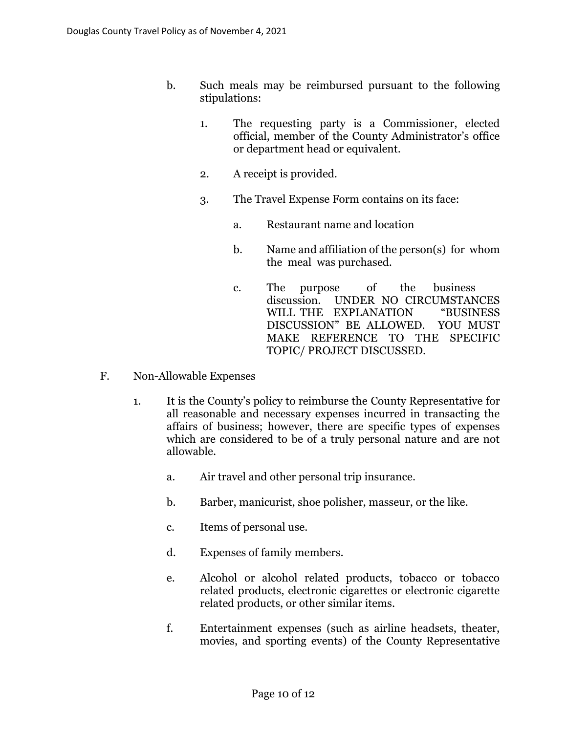b. Such meals may be reimbursed pursuant to the following stipulations:

   1. The requesting party is a Commissioner, elected official, member of the County Administrator's office or department head or equivalent.

   2. A receipt is provided.

   3. The Travel Expense Form contains on its face:

      a. Restaurant name and location

      b. Name and affiliation of the person(s) for whom the meal was purchased.

      c. The purpose of the business discussion. UNDER NO CIRCUMSTANCES WILL THE EXPLANATION "BUSINESS DISCUSSION" BE ALLOWED. YOU MUST MAKE REFERENCE TO THE SPECIFIC TOPIC/ PROJECT DISCUSSED.

F. Non-Allowable Expenses

   1. It is the County's policy to reimburse the County Representative for all reasonable and necessary expenses incurred in transacting the affairs of business; however, there are specific types of expenses which are considered to be of a truly personal nature and are not allowable.

      a. Air travel and other personal trip insurance.

      b. Barber, manicurist, shoe polisher, masseur, or the like.

      c. Items of personal use.

      d. Expenses of family members.

      e. Alcohol or alcohol related products, tobacco or tobacco related products, electronic cigarettes or electronic cigarette related products, or other similar items.

      f. Entertainment expenses (such as airline headsets, theater, movies, and sporting events) of the County Representative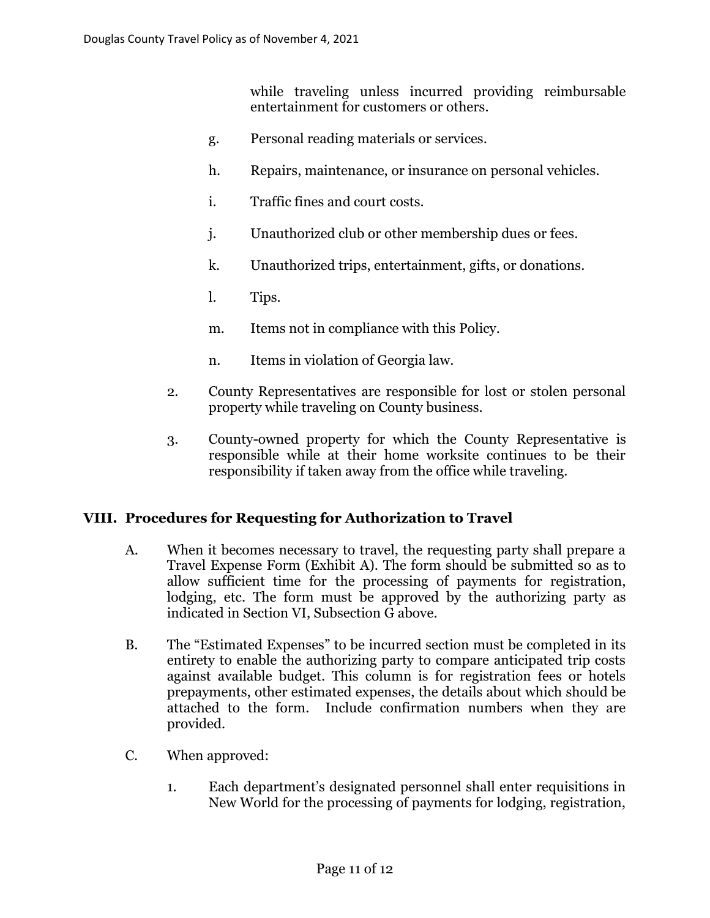while traveling unless incurred providing reimbursable entertainment for customers or others.

g. Personal reading materials or services.

h. Repairs, maintenance, or insurance on personal vehicles.

i. Traffic fines and court costs.

j. Unauthorized club or other membership dues or fees.

k. Unauthorized trips, entertainment, gifts, or donations.

l. Tips.

m. Items not in compliance with this Policy.

n. Items in violation of Georgia law.

2. County Representatives are responsible for lost or stolen personal property while traveling on County business.

3. County-owned property for which the County Representative is responsible while at their home worksite continues to be their responsibility if taken away from the office while traveling.

## VIII. Procedures for Requesting for Authorization to Travel

A. When it becomes necessary to travel, the requesting party shall prepare a Travel Expense Form (Exhibit A). The form should be submitted so as to allow sufficient time for the processing of payments for registration, lodging, etc. The form must be approved by the authorizing party as indicated in Section VI, Subsection G above.

B. The "Estimated Expenses" to be incurred section must be completed in its entirety to enable the authorizing party to compare anticipated trip costs against available budget. This column is for registration fees or hotels prepayments, other estimated expenses, the details about which should be attached to the form. Include confirmation numbers when they are provided.

C. When approved:

1. Each department's designated personnel shall enter requisitions in New World for the processing of payments for lodging, registration,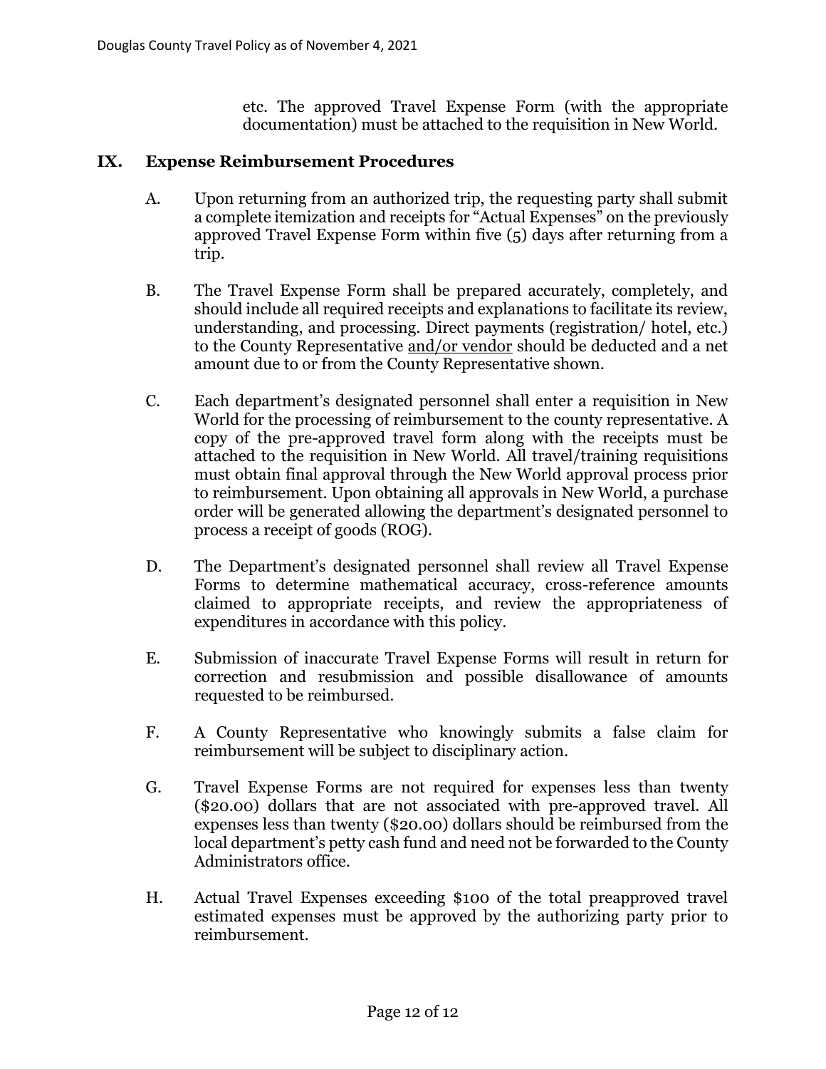etc. The approved Travel Expense Form (with the appropriate documentation) must be attached to the requisition in New World.

## IX. Expense Reimbursement Procedures

A. Upon returning from an authorized trip, the requesting party shall submit a complete itemization and receipts for "Actual Expenses" on the previously approved Travel Expense Form within five (5) days after returning from a trip.

B. The Travel Expense Form shall be prepared accurately, completely, and should include all required receipts and explanations to facilitate its review, understanding, and processing. Direct payments (registration/ hotel, etc.) to the County Representative <u>and/or vendor</u> should be deducted and a net amount due to or from the County Representative shown.

C. Each department's designated personnel shall enter a requisition in New World for the processing of reimbursement to the county representative. A copy of the pre-approved travel form along with the receipts must be attached to the requisition in New World. All travel/training requisitions must obtain final approval through the New World approval process prior to reimbursement. Upon obtaining all approvals in New World, a purchase order will be generated allowing the department's designated personnel to process a receipt of goods (ROG).

D. The Department's designated personnel shall review all Travel Expense Forms to determine mathematical accuracy, cross-reference amounts claimed to appropriate receipts, and review the appropriateness of expenditures in accordance with this policy.

E. Submission of inaccurate Travel Expense Forms will result in return for correction and resubmission and possible disallowance of amounts requested to be reimbursed.

F. A County Representative who knowingly submits a false claim for reimbursement will be subject to disciplinary action.

G. Travel Expense Forms are not required for expenses less than twenty ($20.00) dollars that are not associated with pre-approved travel. All expenses less than twenty ($20.00) dollars should be reimbursed from the local department's petty cash fund and need not be forwarded to the County Administrators office.

H. Actual Travel Expenses exceeding $100 of the total preapproved travel estimated expenses must be approved by the authorizing party prior to reimbursement.